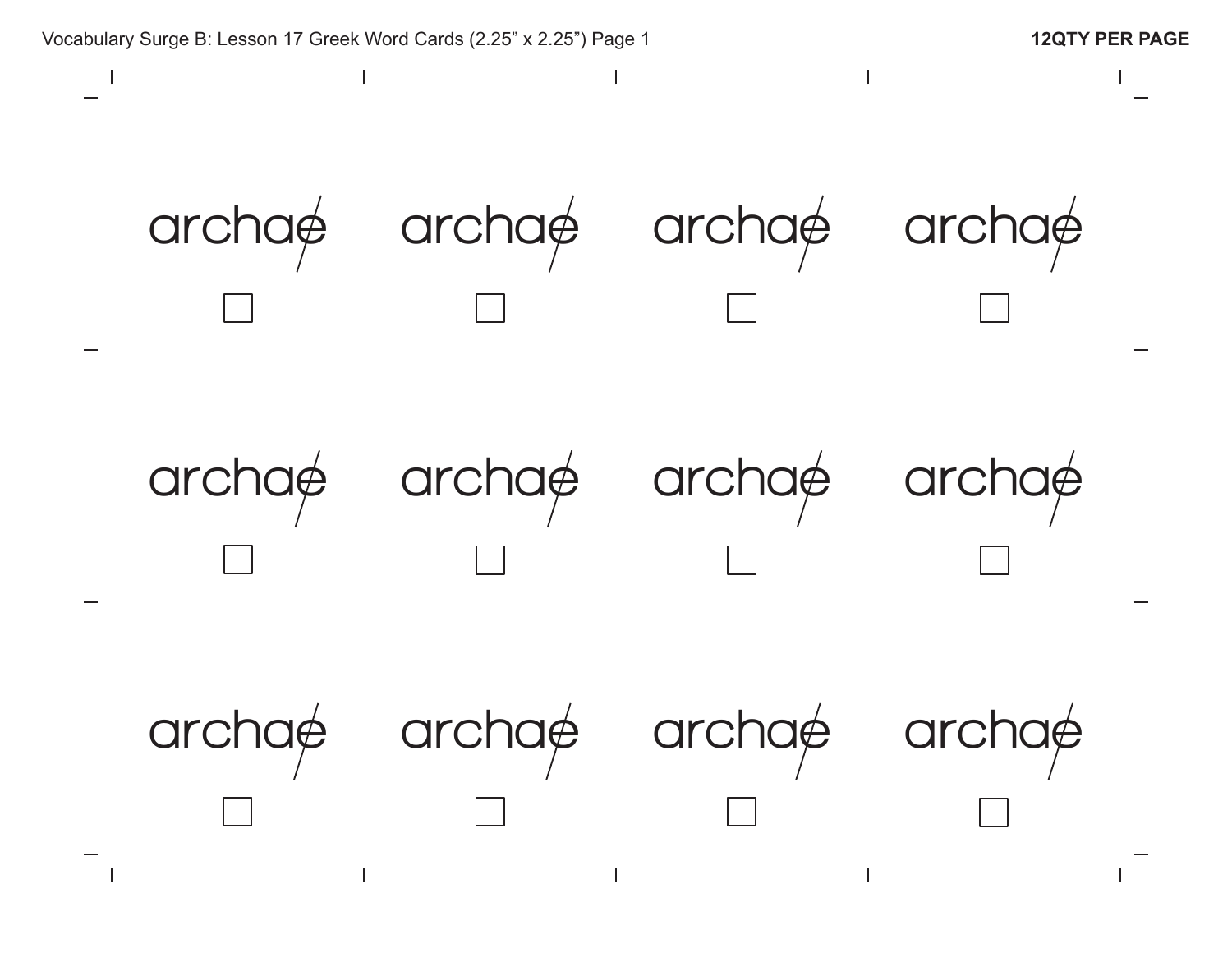Vocabulary Surge B: Lesson 17 Greek Word Cards (2.25” x 2.25”) Page 1

**12QTY PER PAGE**

archae ☐

archae ☐

archae ☐

archae ☐

archae ☐

archae ☐

archae ☐

archae ☐

archae ☐

archae ☐

archae ☐

archae ☐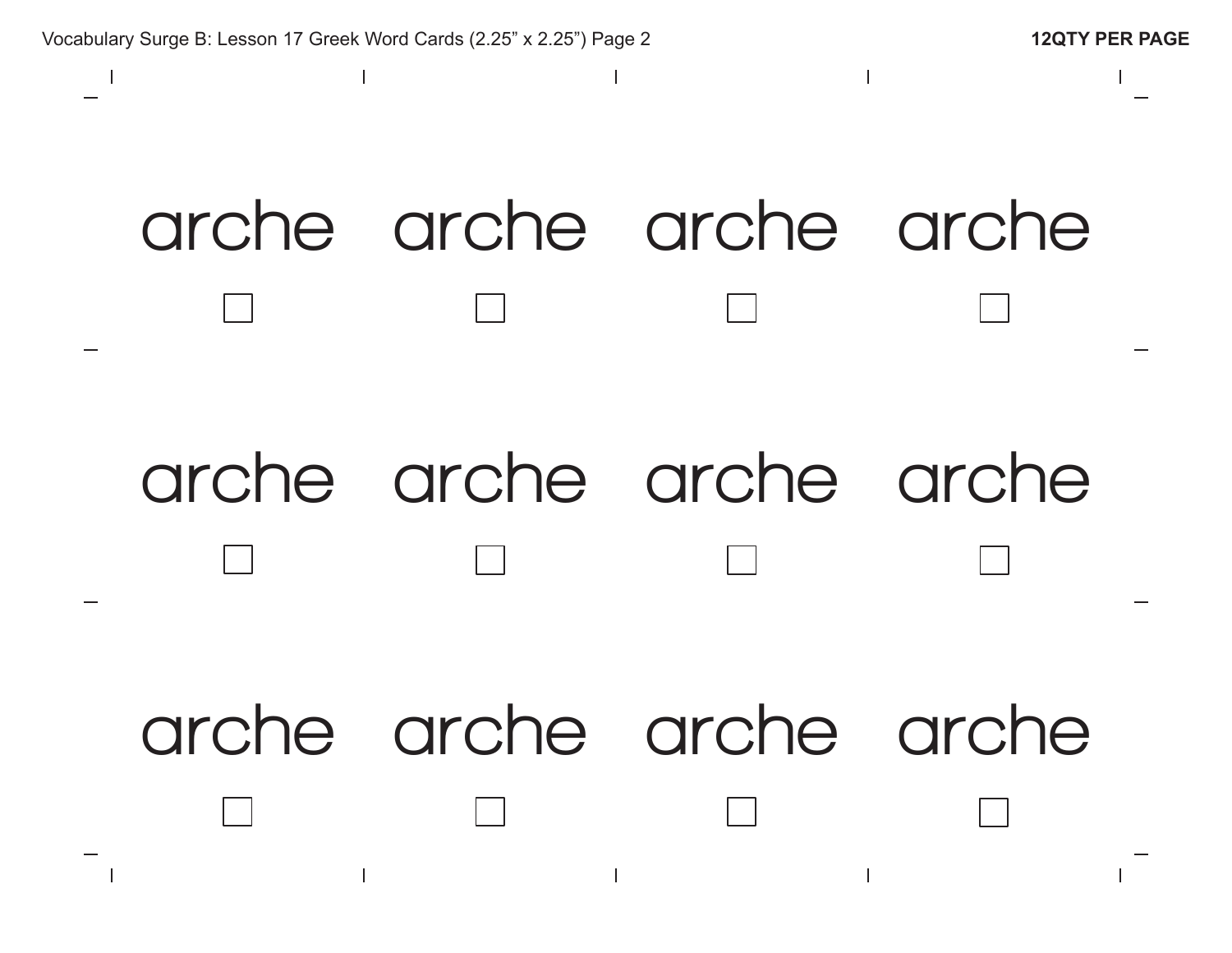Vocabulary Surge B: Lesson 17 Greek Word Cards (2.25" x 2.25") Page 2

**12QTY PER PAGE**

| | | | |
|---|---|---|---|
| arche ☐ | arche ☐ | arche ☐ | arche ☐ |
| arche ☐ | arche ☐ | arche ☐ | arche ☐ |
| arche ☐ | arche ☐ | arche ☐ | arche ☐ |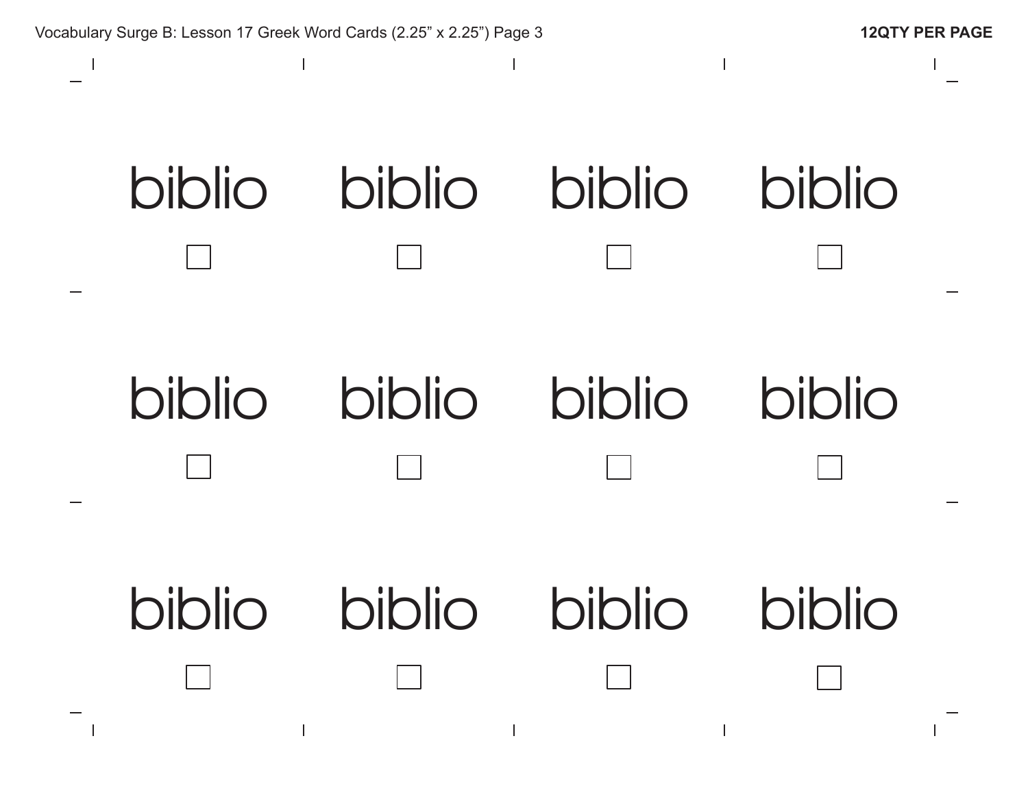biblio ☐ biblio ☐ biblio ☐ biblio ☐

biblio ☐ biblio ☐ biblio ☐ biblio ☐

biblio ☐ biblio ☐ biblio ☐ biblio ☐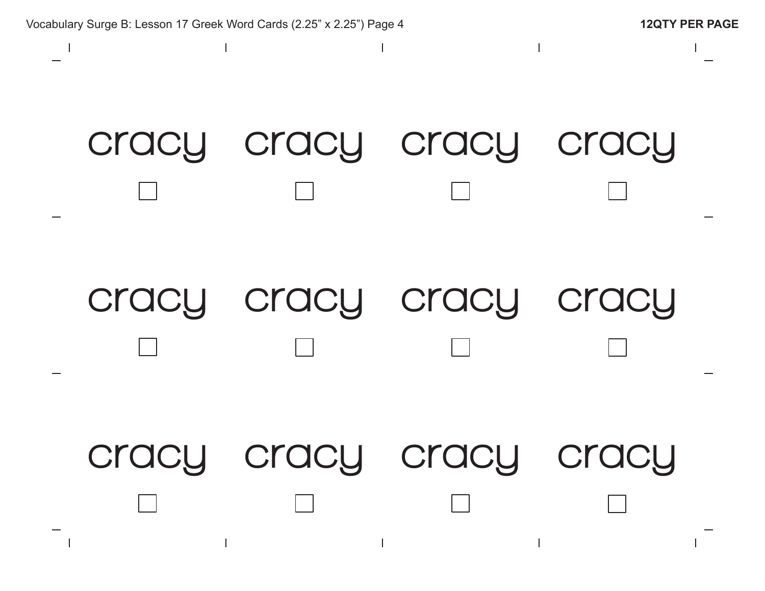Vocabulary Surge B: Lesson 17 Greek Word Cards (2.25" x 2.25") Page 4

**12QTY PER PAGE**

| | | | |
|---|---|---|---|
| cracy ☐ | cracy ☐ | cracy ☐ | cracy ☐ |
| cracy ☐ | cracy ☐ | cracy ☐ | cracy ☐ |
| cracy ☐ | cracy ☐ | cracy ☐ | cracy ☐ |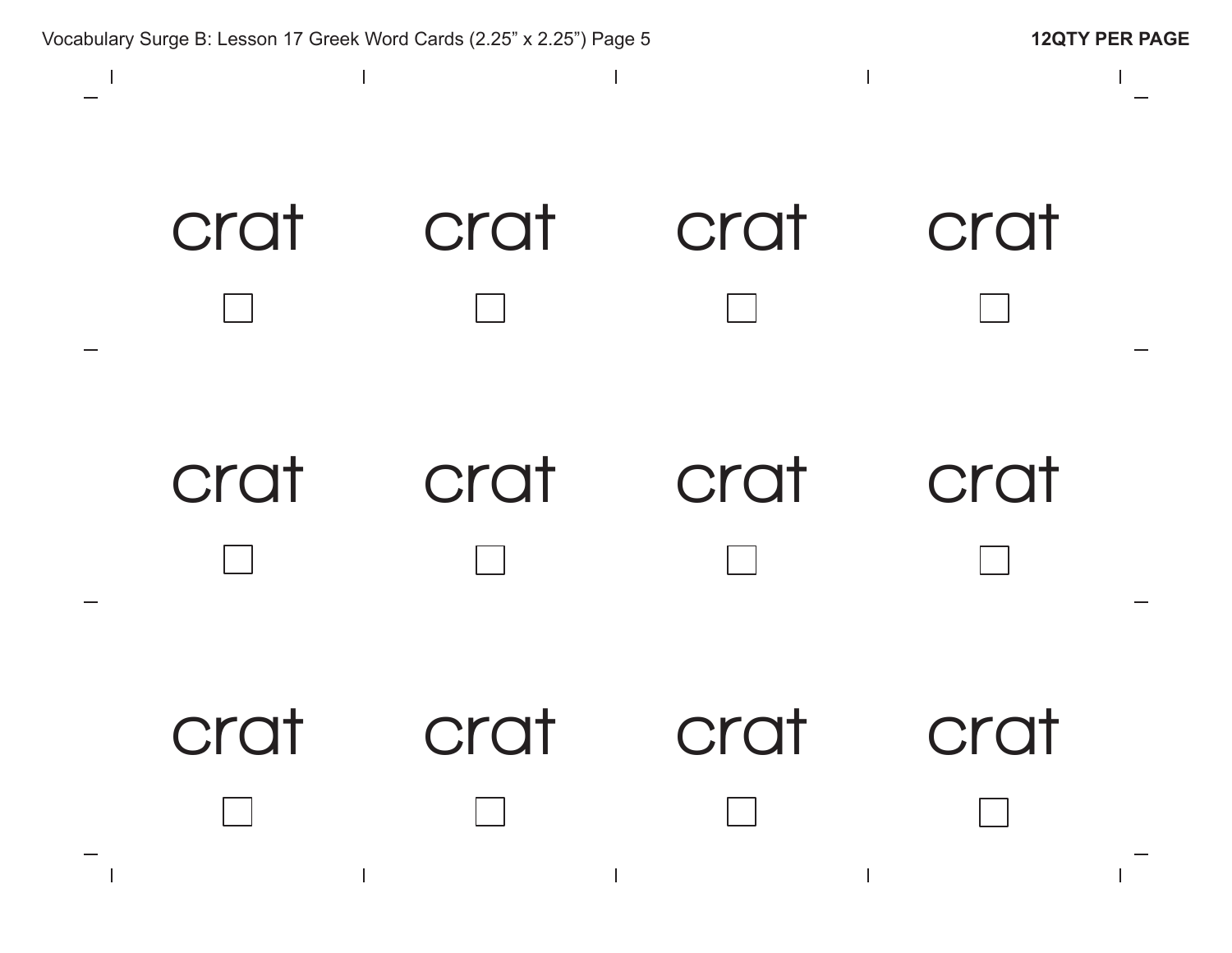Vocabulary Surge B: Lesson 17 Greek Word Cards (2.25" x 2.25") Page 5

**12QTY PER PAGE**

| | | | |
|---|---|---|---|
| crat ☐ | crat ☐ | crat ☐ | crat ☐ |
| crat ☐ | crat ☐ | crat ☐ | crat ☐ |
| crat ☐ | crat ☐ | crat ☐ | crat ☐ |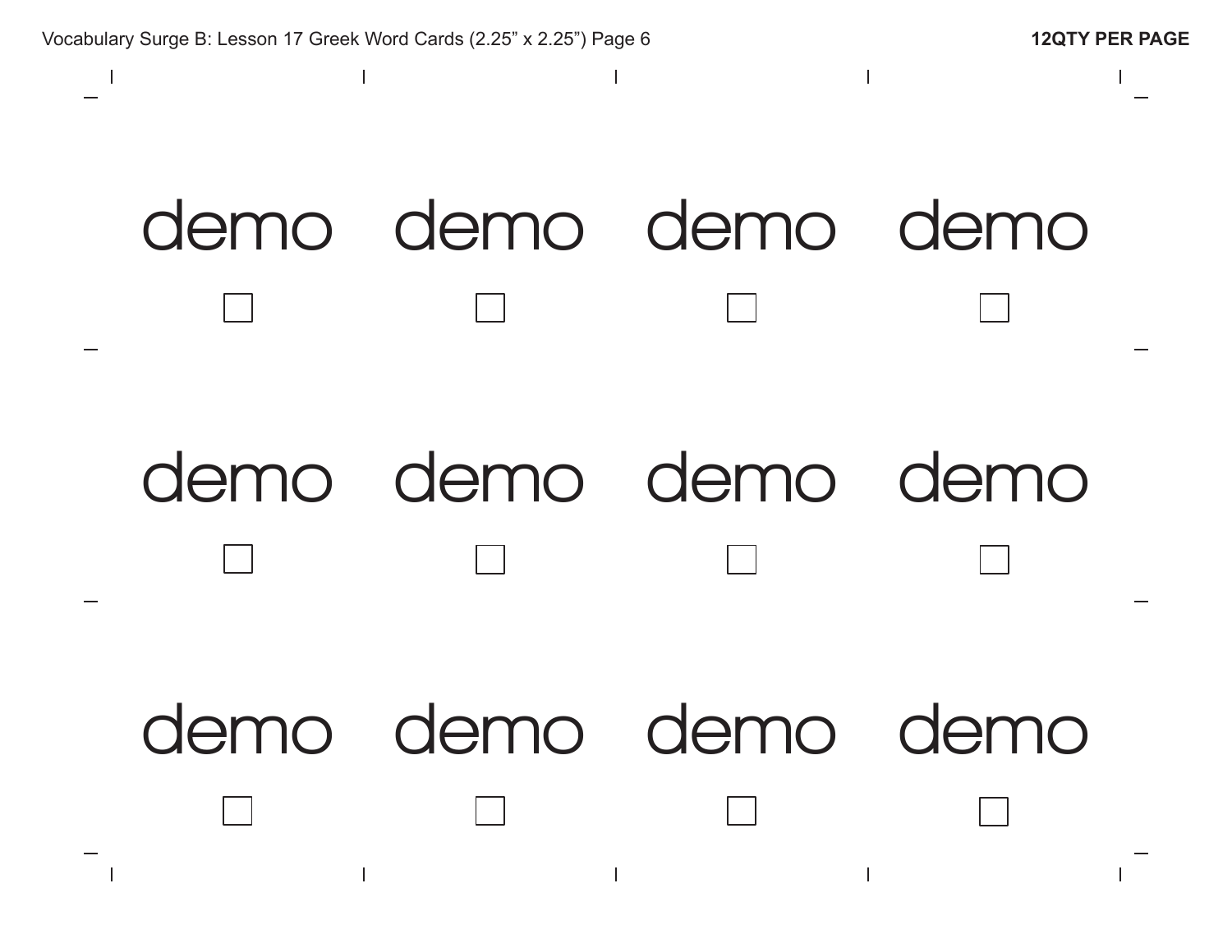Vocabulary Surge B: Lesson 17 Greek Word Cards (2.25" x 2.25") Page 6

**12QTY PER PAGE**

| | | | |
|---|---|---|---|
| demo ☐ | demo ☐ | demo ☐ | demo ☐ |
| demo ☐ | demo ☐ | demo ☐ | demo ☐ |
| demo ☐ | demo ☐ | demo ☐ | demo ☐ |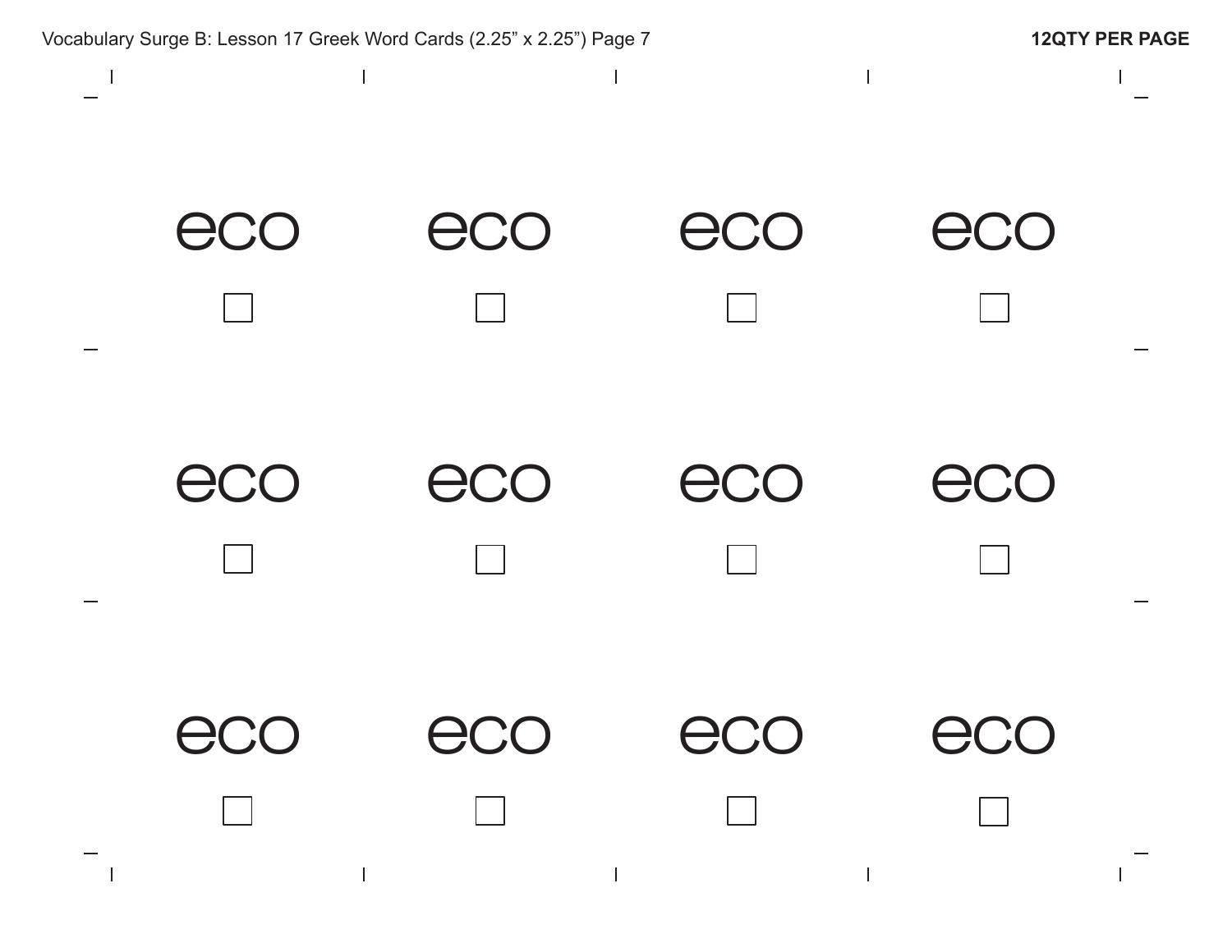Vocabulary Surge B: Lesson 17 Greek Word Cards (2.25" x 2.25") Page 7

**12QTY PER PAGE**

| | | | |
|---|---|---|---|
| eco ☐ | eco ☐ | eco ☐ | eco ☐ |
| eco ☐ | eco ☐ | eco ☐ | eco ☐ |
| eco ☐ | eco ☐ | eco ☐ | eco ☐ |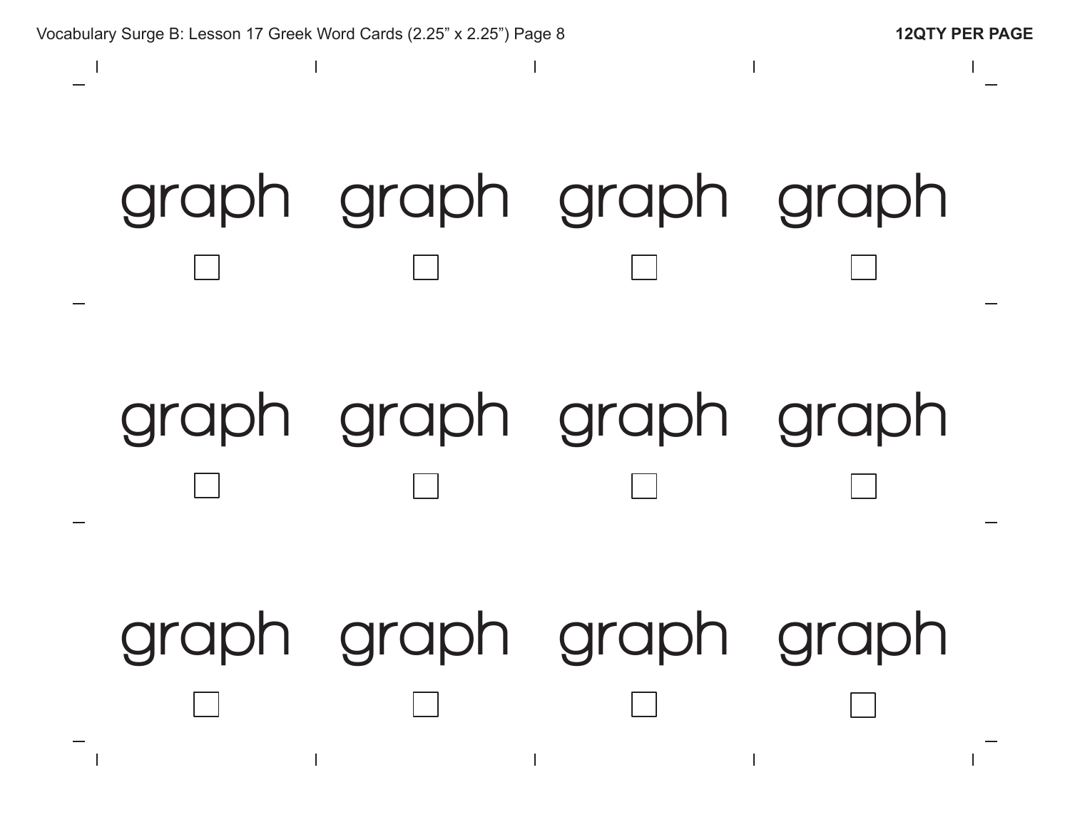Vocabulary Surge B: Lesson 17 Greek Word Cards (2.25" x 2.25") Page 8

**12QTY PER PAGE**

| | | | |
|---|---|---|---|
| graph ☐ | graph ☐ | graph ☐ | graph ☐ |
| graph ☐ | graph ☐ | graph ☐ | graph ☐ |
| graph ☐ | graph ☐ | graph ☐ | graph ☐ |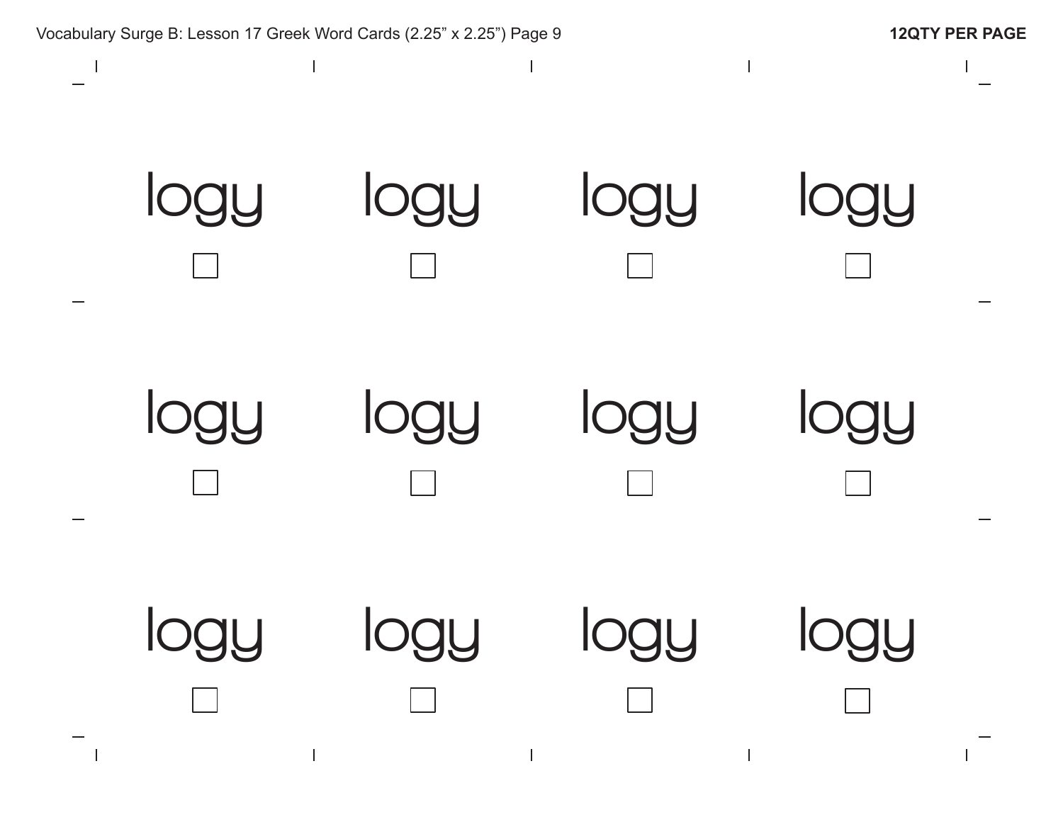Vocabulary Surge B: Lesson 17 Greek Word Cards (2.25" x 2.25") Page 9

**12QTY PER PAGE**

| | | | |
|---|---|---|---|
| logy ☐ | logy ☐ | logy ☐ | logy ☐ |
| logy ☐ | logy ☐ | logy ☐ | logy ☐ |
| logy ☐ | logy ☐ | logy ☐ | logy ☐ |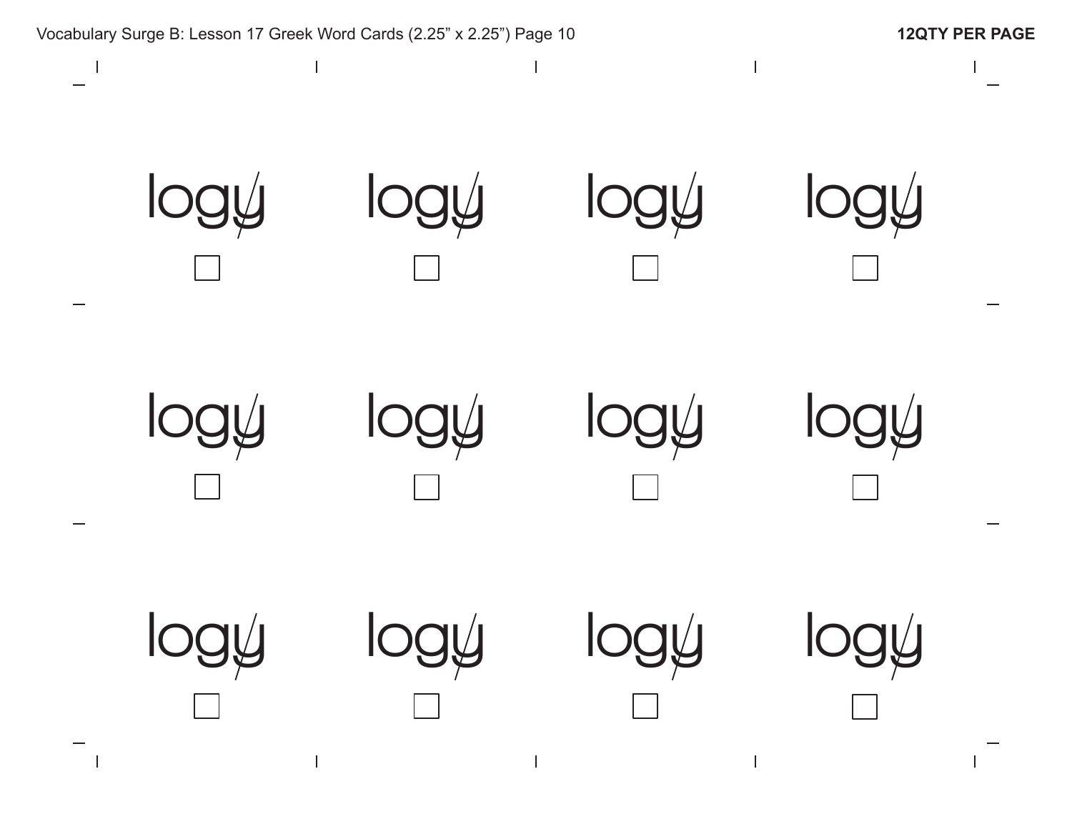logy̸

☐

logy̸

☐

logy̸

☐

logy̸

☐

logy̸

☐

logy̸

☐

logy̸

☐

logy̸

☐

logy̸

☐

logy̸

☐

logy̸

☐

logy̸

☐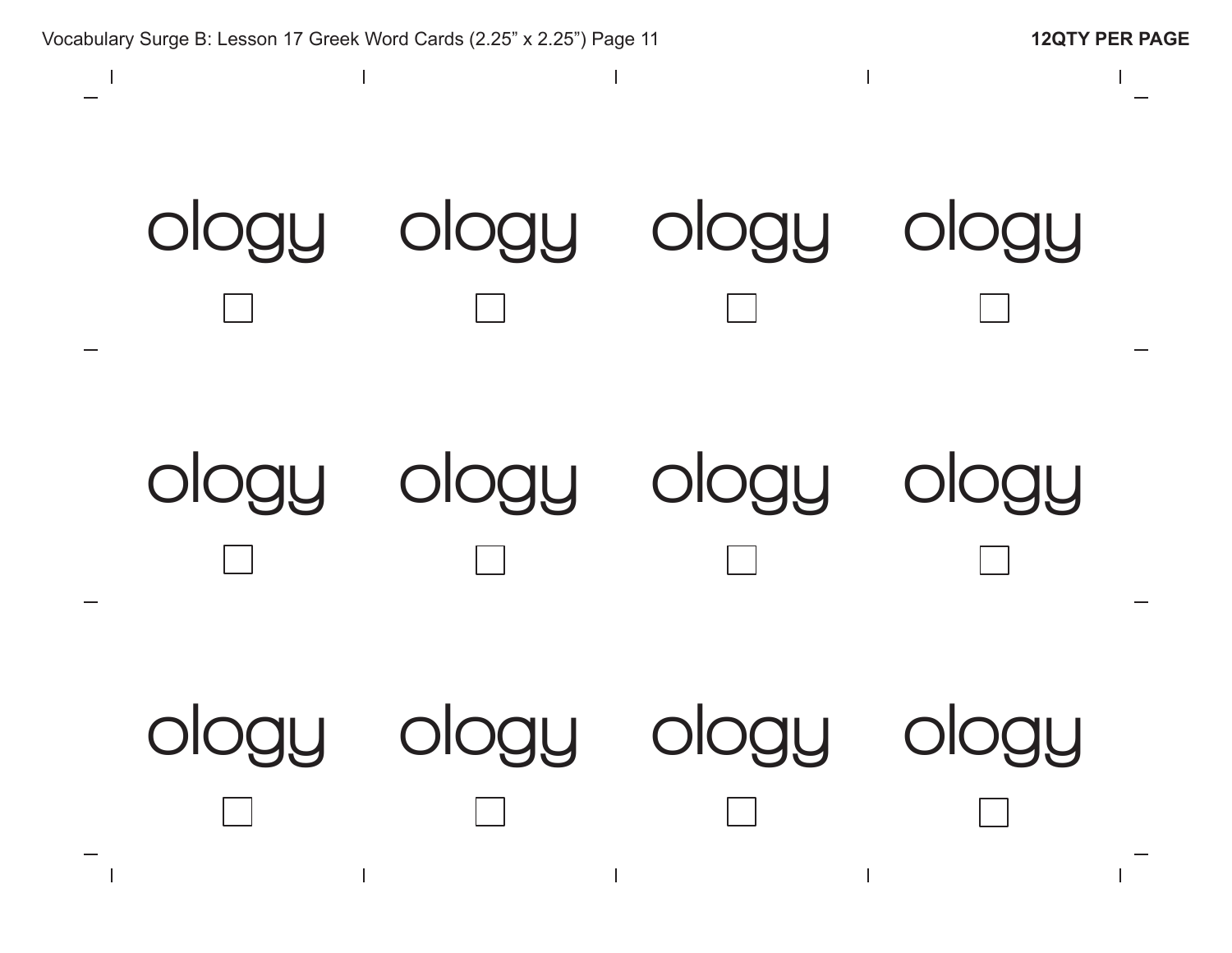Vocabulary Surge B: Lesson 17 Greek Word Cards (2.25” x 2.25”) Page 11

**12QTY PER PAGE**

| | | | |
|---|---|---|---|
| ology ☐ | ology ☐ | ology ☐ | ology ☐ |
| ology ☐ | ology ☐ | ology ☐ | ology ☐ |
| ology ☐ | ology ☐ | ology ☐ | ology ☐ |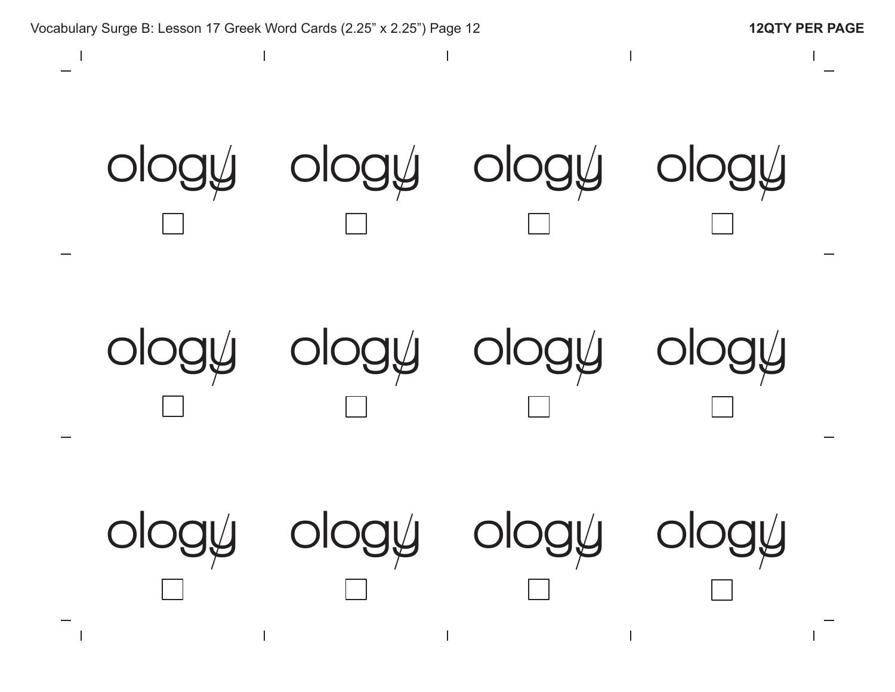Vocabulary Surge B: Lesson 17 Greek Word Cards (2.25" x 2.25") Page 12 **12QTY PER PAGE**

| | | | |
|---|---|---|---|
| ology ☐ | ology ☐ | ology ☐ | ology ☐ |
| ology ☐ | ology ☐ | ology ☐ | ology ☐ |
| ology ☐ | ology ☐ | ology ☐ | ology ☐ |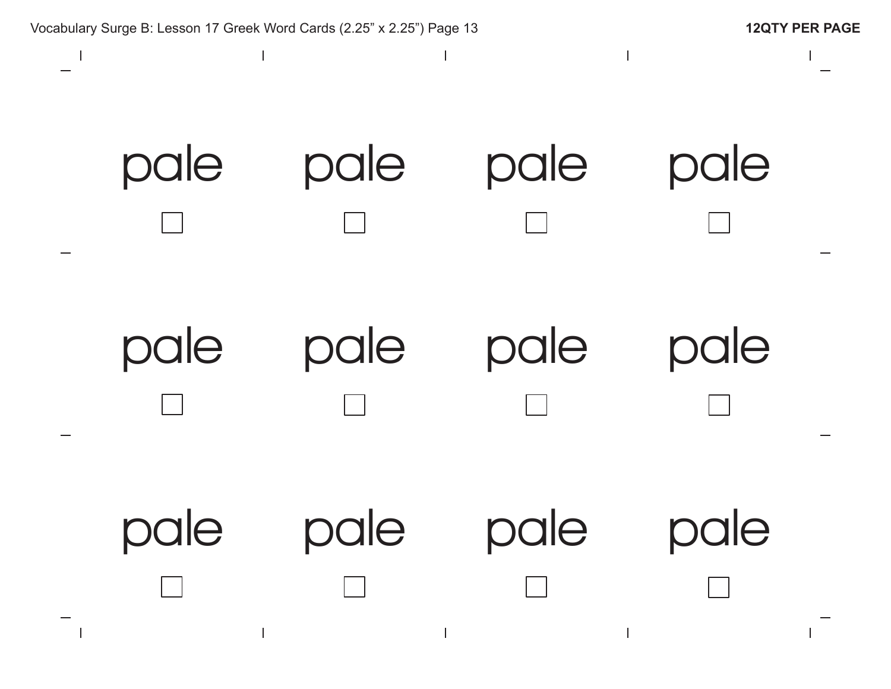Vocabulary Surge B: Lesson 17 Greek Word Cards (2.25" x 2.25") Page 13

**12QTY PER PAGE**

| | | | |
|---|---|---|---|
| pale ☐ | pale ☐ | pale ☐ | pale ☐ |
| pale ☐ | pale ☐ | pale ☐ | pale ☐ |
| pale ☐ | pale ☐ | pale ☐ | pale ☐ |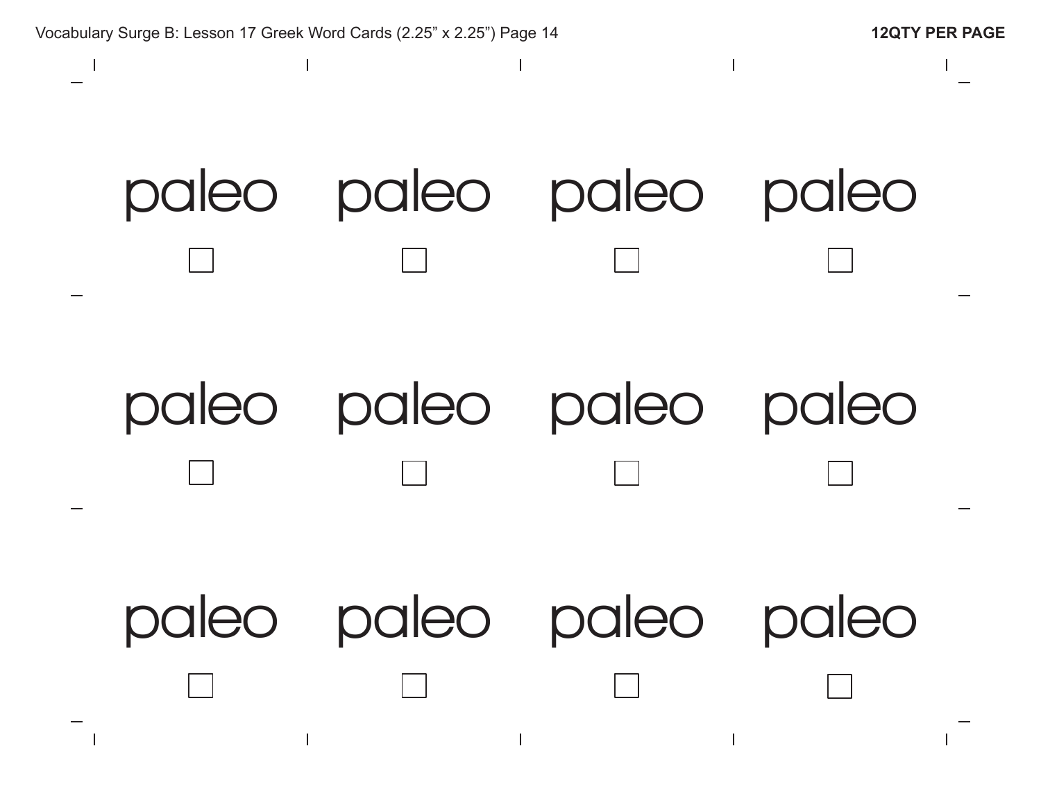Vocabulary Surge B: Lesson 17 Greek Word Cards (2.25" x 2.25") Page 14

**12QTY PER PAGE**

| | | | |
|---|---|---|---|
| paleo ☐ | paleo ☐ | paleo ☐ | paleo ☐ |
| paleo ☐ | paleo ☐ | paleo ☐ | paleo ☐ |
| paleo ☐ | paleo ☐ | paleo ☐ | paleo ☐ |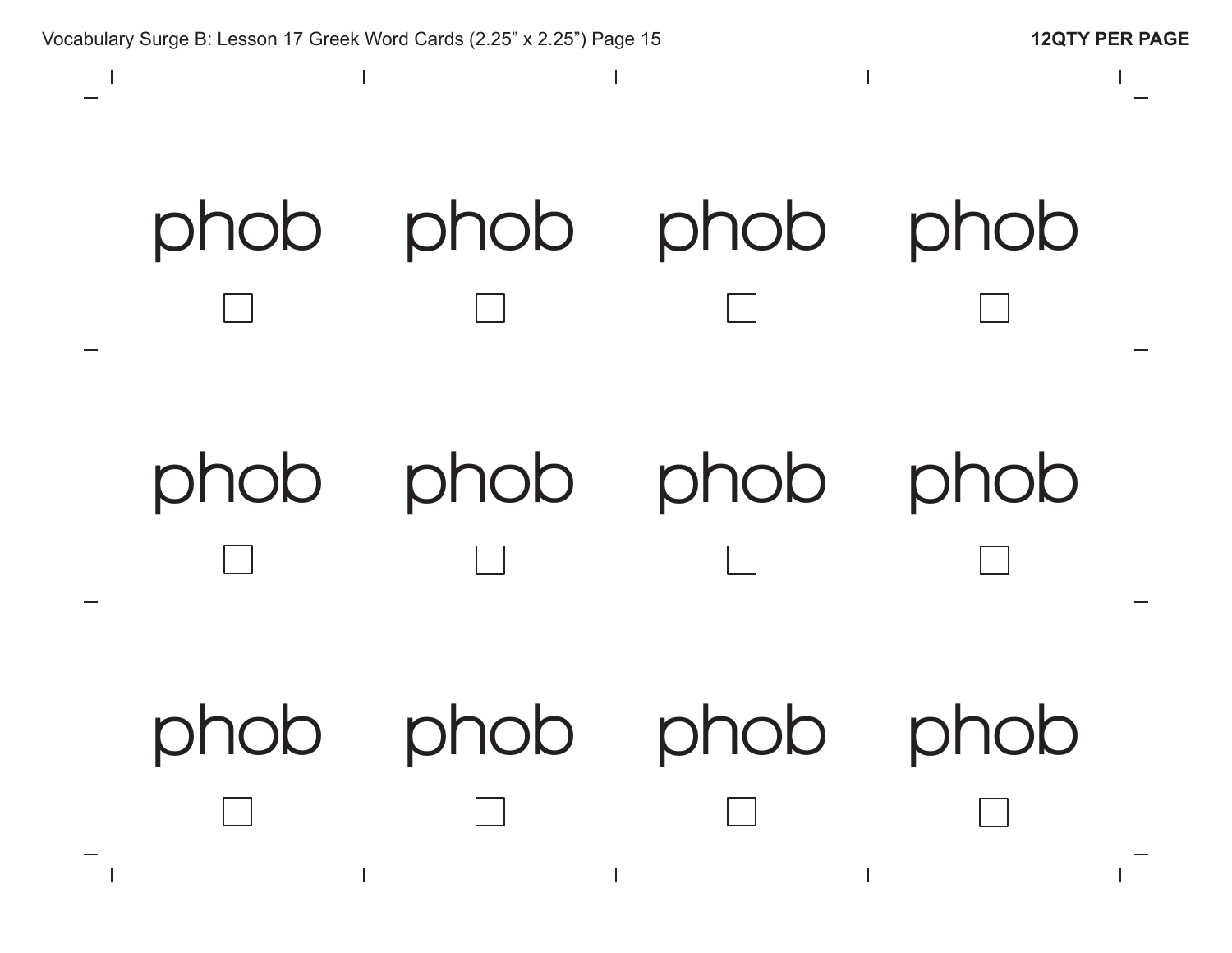Vocabulary Surge B: Lesson 17 Greek Word Cards (2.25" x 2.25") Page 15

**12QTY PER PAGE**

| | | | |
|---|---|---|---|
| phob ☐ | phob ☐ | phob ☐ | phob ☐ |
| phob ☐ | phob ☐ | phob ☐ | phob ☐ |
| phob ☐ | phob ☐ | phob ☐ | phob ☐ |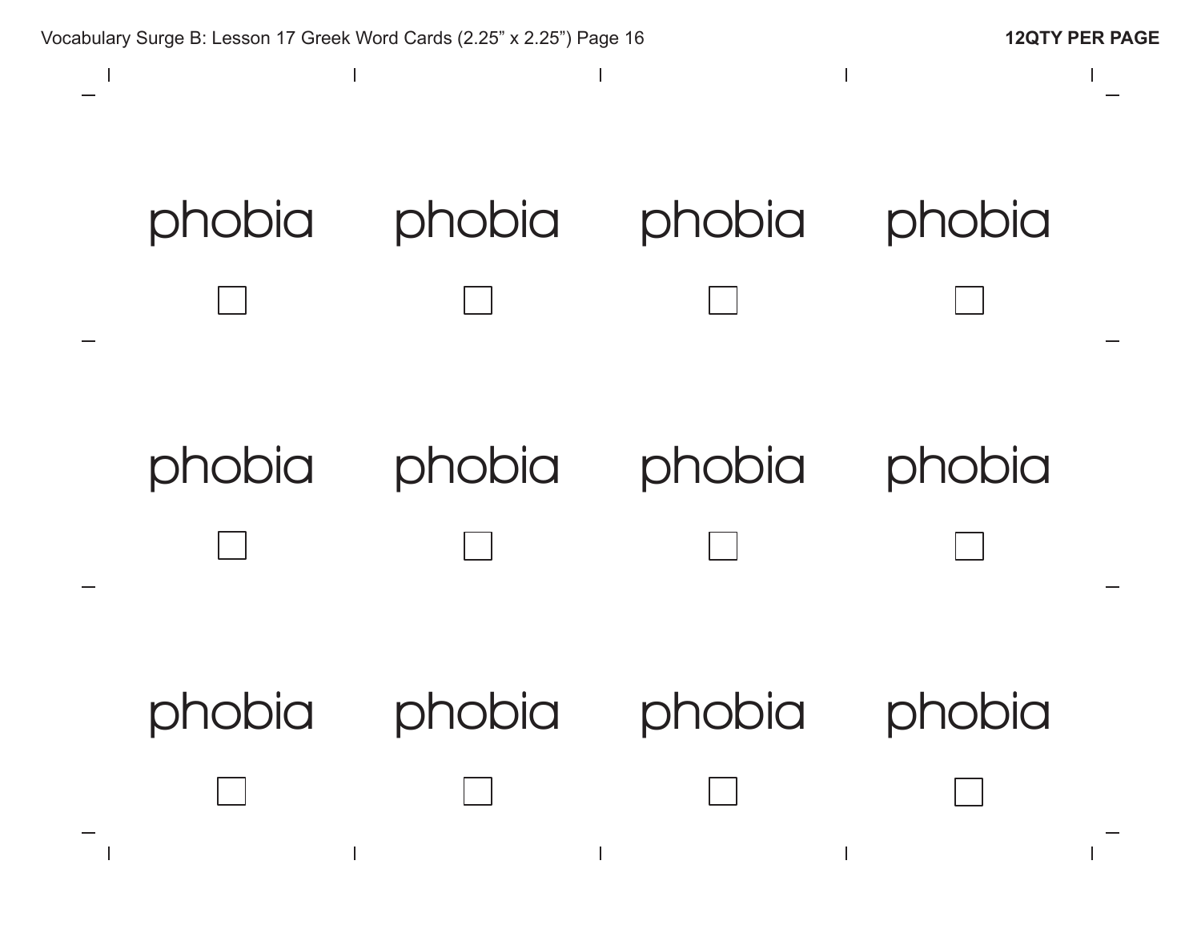Vocabulary Surge B: Lesson 17 Greek Word Cards (2.25” x 2.25”) Page 16

**12QTY PER PAGE**

| | | | |
|---|---|---|---|
| phobia ☐ | phobia ☐ | phobia ☐ | phobia ☐ |
| phobia ☐ | phobia ☐ | phobia ☐ | phobia ☐ |
| phobia ☐ | phobia ☐ | phobia ☐ | phobia ☐ |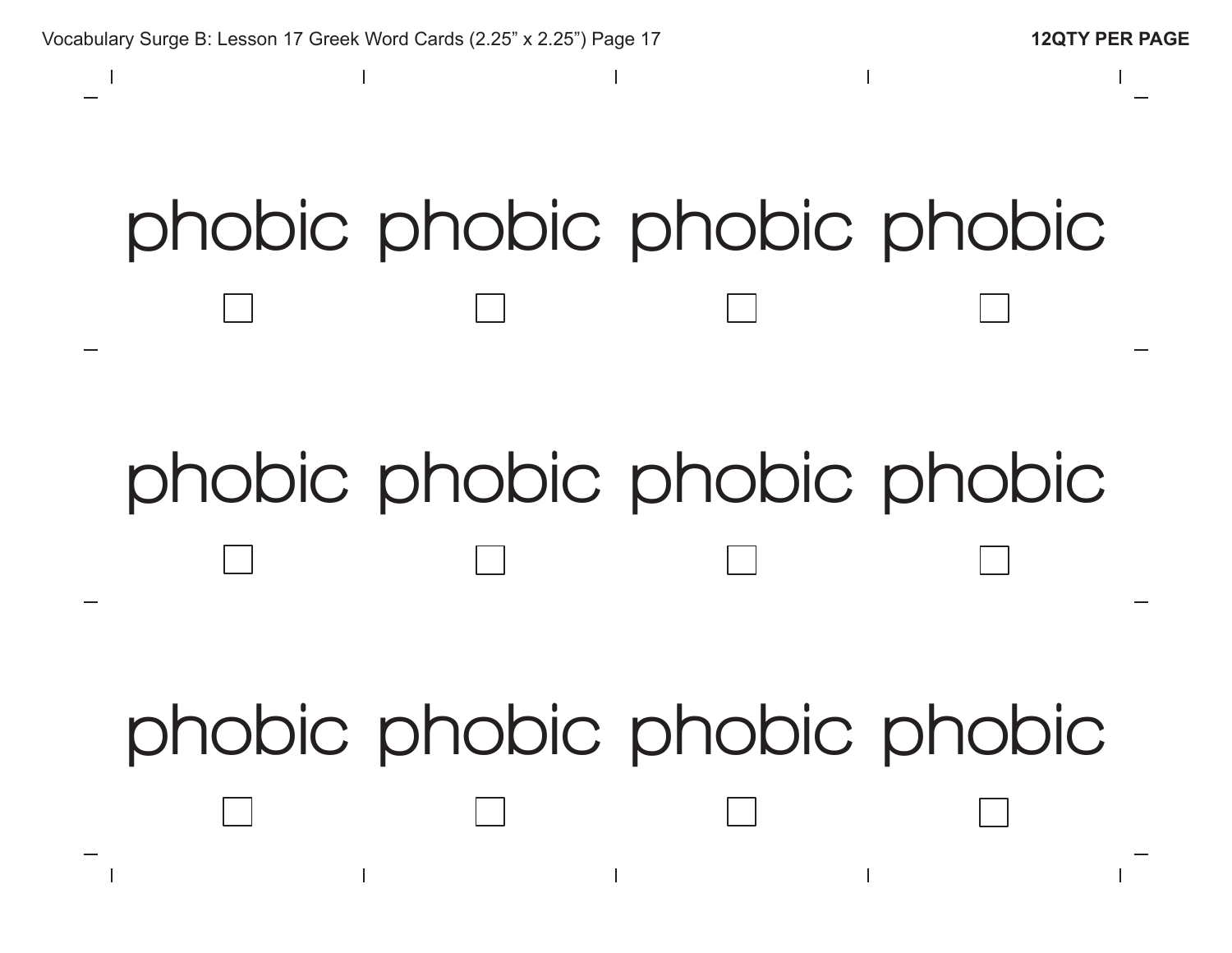Vocabulary Surge B: Lesson 17 Greek Word Cards (2.25" x 2.25") Page 17

**12QTY PER PAGE**

| | | | |
|---|---|---|---|
| phobic ☐ | phobic ☐ | phobic ☐ | phobic ☐ |
| phobic ☐ | phobic ☐ | phobic ☐ | phobic ☐ |
| phobic ☐ | phobic ☐ | phobic ☐ | phobic ☐ |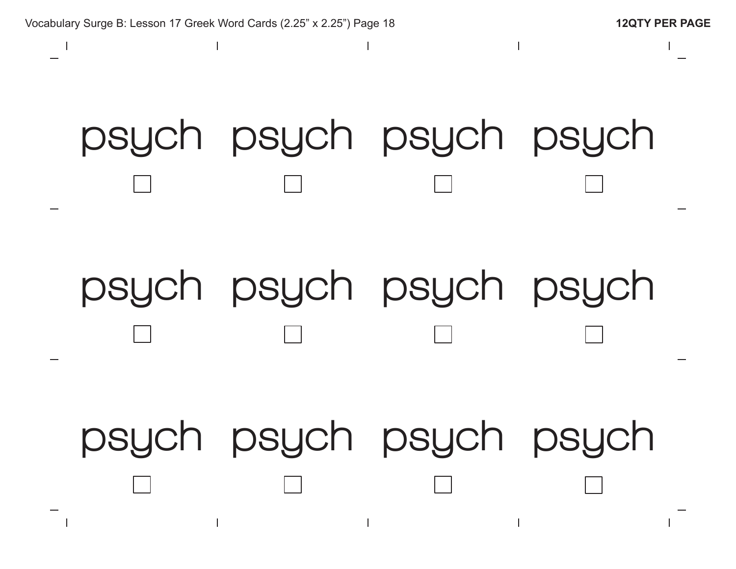Vocabulary Surge B: Lesson 17 Greek Word Cards (2.25" x 2.25") Page 18

**12QTY PER PAGE**

| | | | |
|---|---|---|---|
| psych ☐ | psych ☐ | psych ☐ | psych ☐ |
| psych ☐ | psych ☐ | psych ☐ | psych ☐ |
| psych ☐ | psych ☐ | psych ☐ | psych ☐ |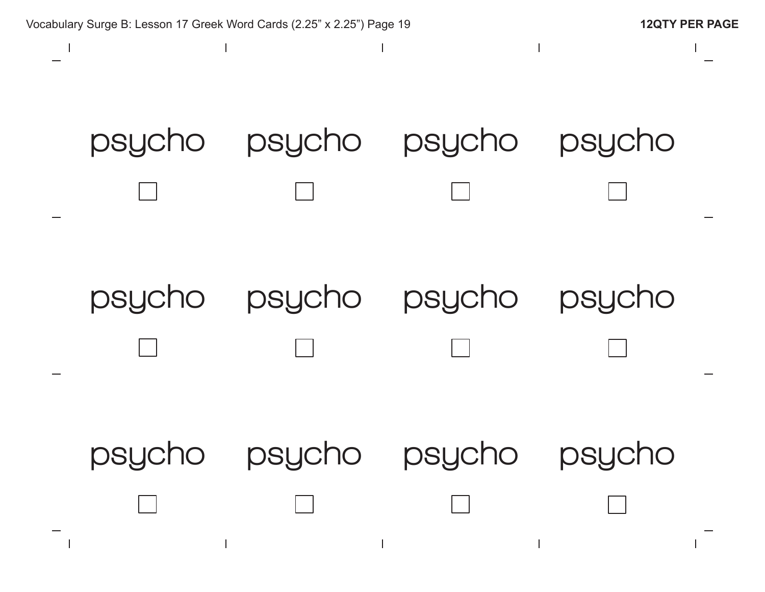Vocabulary Surge B: Lesson 17 Greek Word Cards (2.25" x 2.25")

**12QTY PER PAGE**

| | | | |
|---|---|---|---|
| psycho ☐ | psycho ☐ | psycho ☐ | psycho ☐ |
| psycho ☐ | psycho ☐ | psycho ☐ | psycho ☐ |
| psycho ☐ | psycho ☐ | psycho ☐ | psycho ☐ |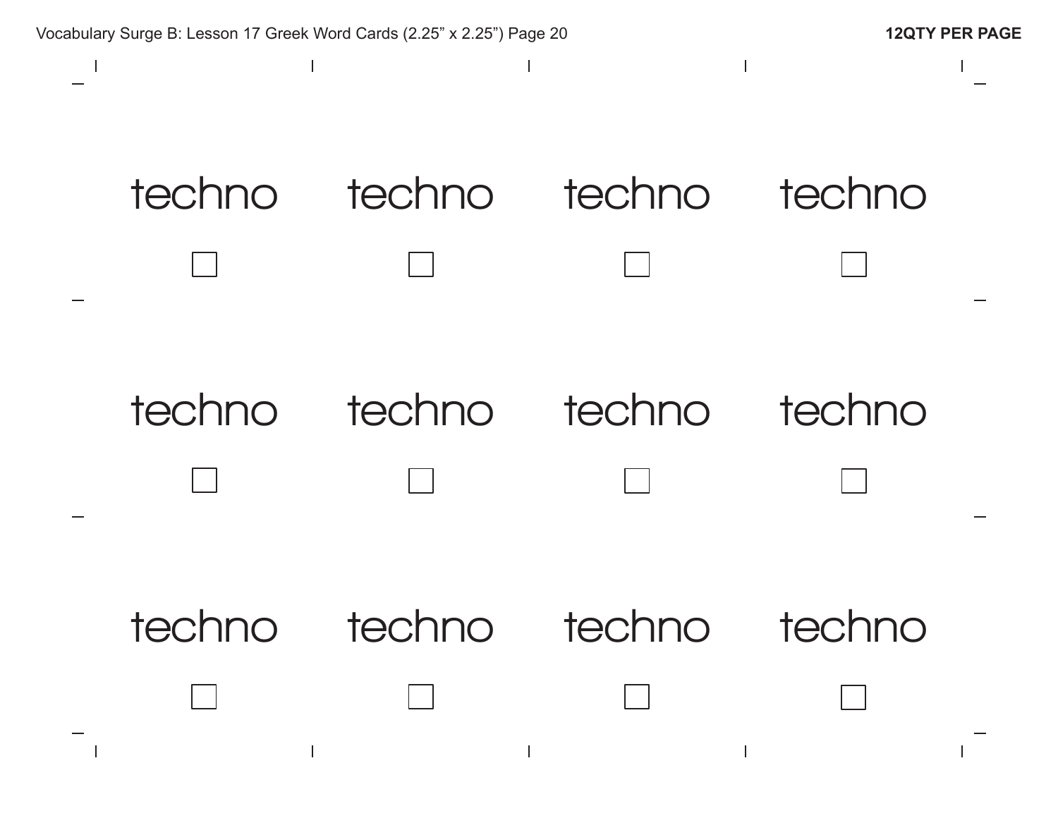Vocabulary Surge B: Lesson 17 Greek Word Cards (2.25" x 2.25") Page 20

**12QTY PER PAGE**

| | | | |
|---|---|---|---|
| techno ☐ | techno ☐ | techno ☐ | techno ☐ |
| techno ☐ | techno ☐ | techno ☐ | techno ☐ |
| techno ☐ | techno ☐ | techno ☐ | techno ☐ |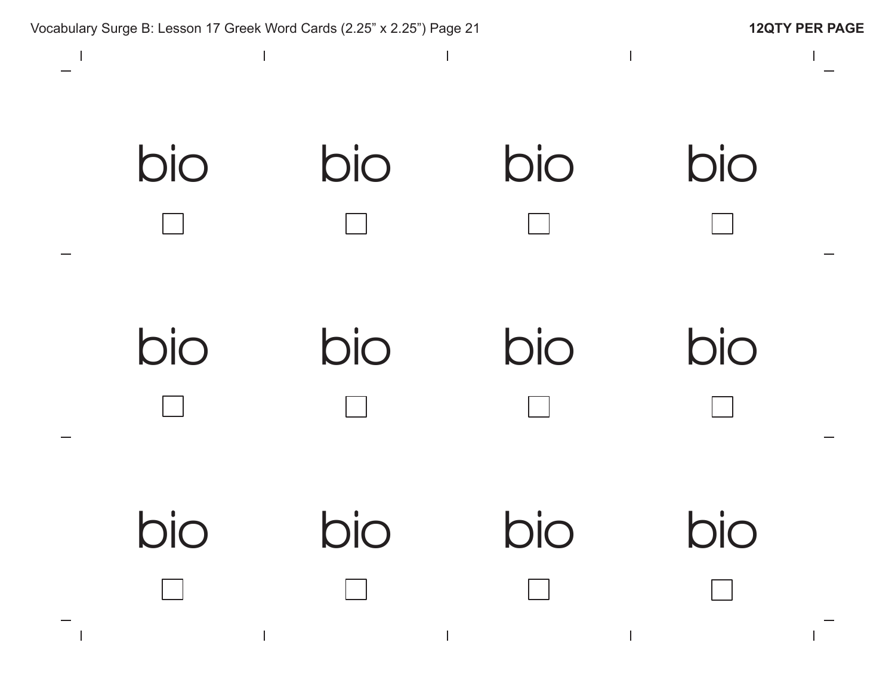Vocabulary Surge B: Lesson 17 Greek Word Cards (2.25" x 2.25") Page 21

**12QTY PER PAGE**

| | | | |
|---|---|---|---|
| bio ☐ | bio ☐ | bio ☐ | bio ☐ |
| bio ☐ | bio ☐ | bio ☐ | bio ☐ |
| bio ☐ | bio ☐ | bio ☐ | bio ☐ |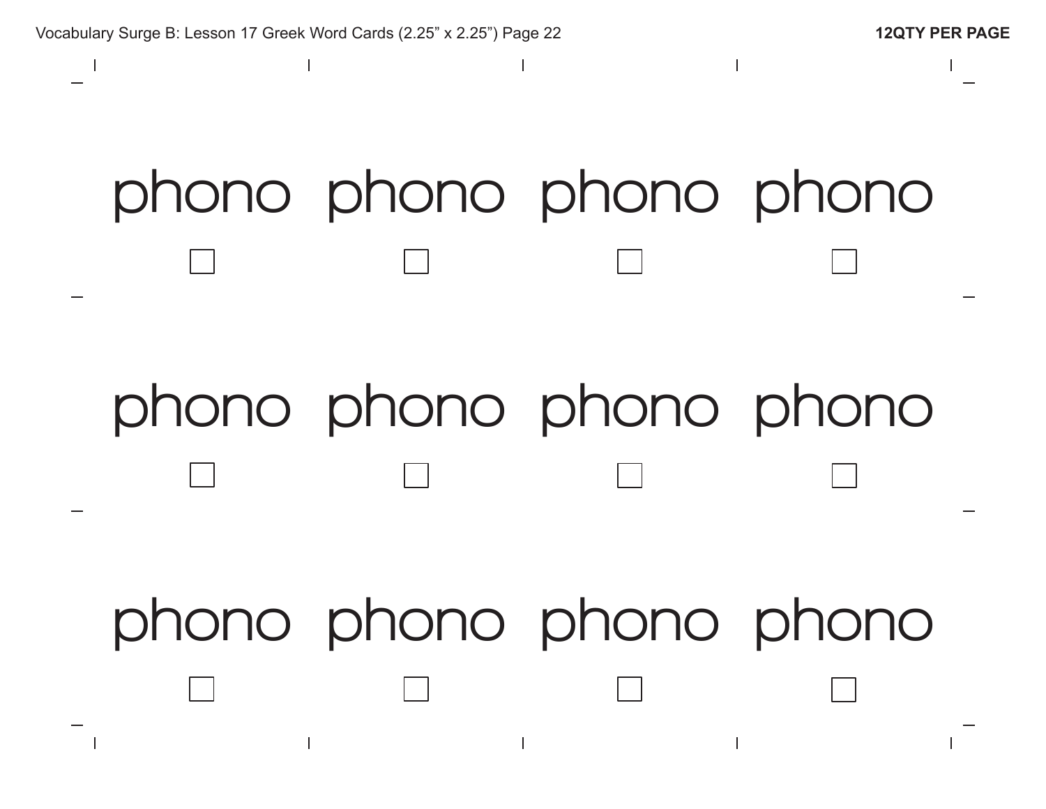Vocabulary Surge B: Lesson 17 Greek Word Cards (2.25” x 2.25”) Page 22

**12QTY PER PAGE**

| | | | |
|---|---|---|---|
| phono ☐ | phono ☐ | phono ☐ | phono ☐ |
| phono ☐ | phono ☐ | phono ☐ | phono ☐ |
| phono ☐ | phono ☐ | phono ☐ | phono ☐ |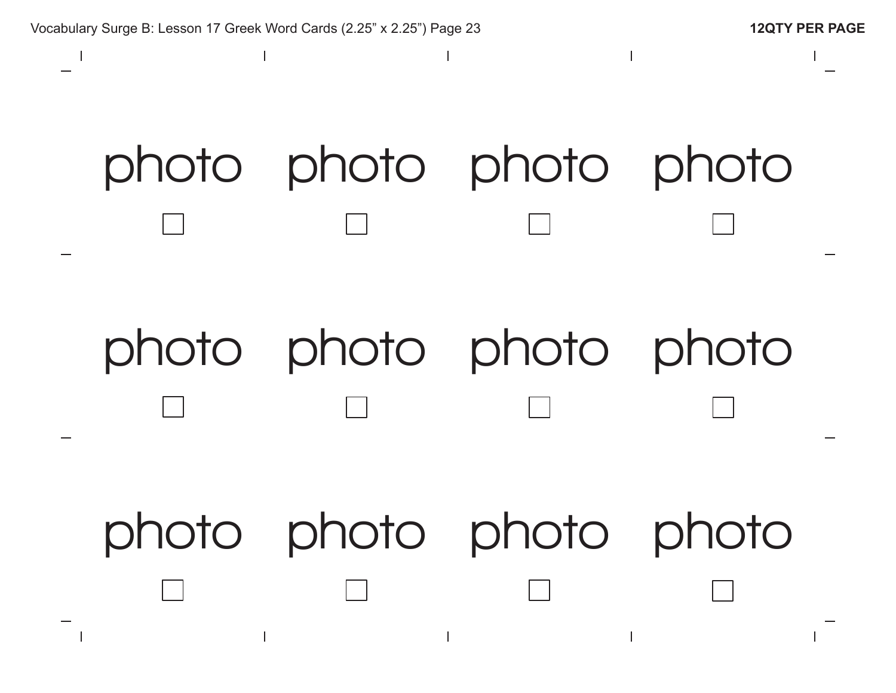Vocabulary Surge B: Lesson 17 Greek Word Cards (2.25” x 2.25”) Page 23

**12QTY PER PAGE**

| | | | |
|---|---|---|---|
| photo ☐ | photo ☐ | photo ☐ | photo ☐ |
| photo ☐ | photo ☐ | photo ☐ | photo ☐ |
| photo ☐ | photo ☐ | photo ☐ | photo ☐ |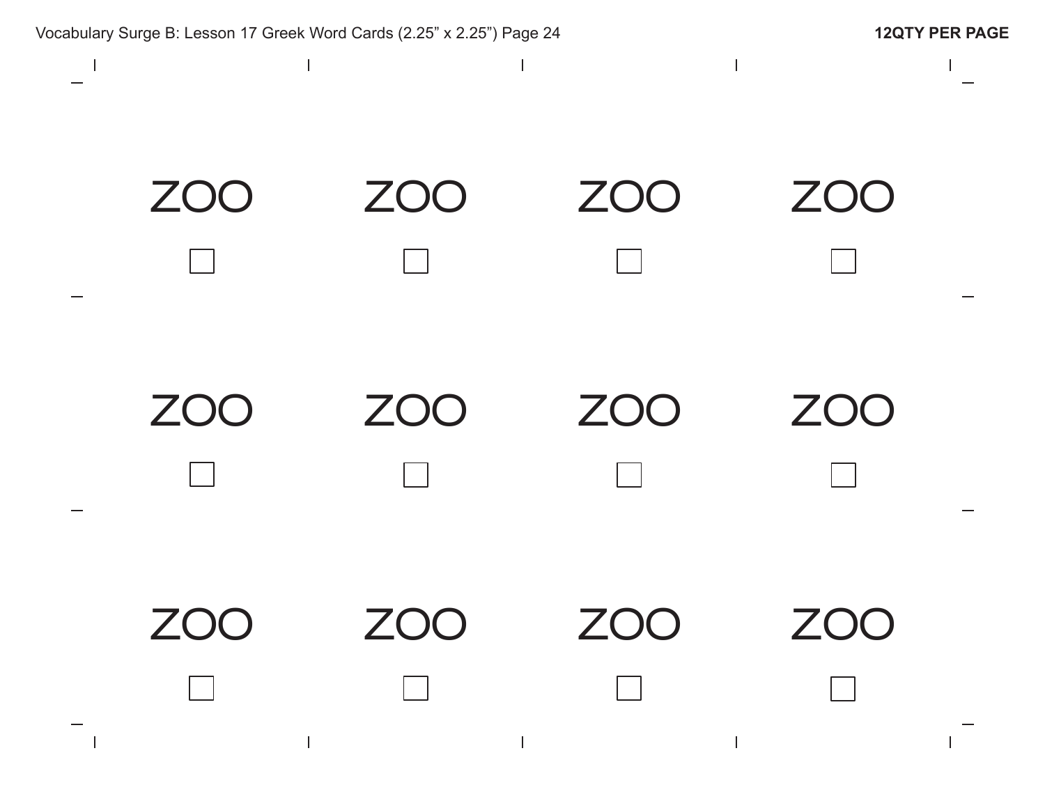Vocabulary Surge B: Lesson 17 Greek Word Cards (2.25" x 2.25") Page 24

**12QTY PER PAGE**

ZOO

☐

ZOO

☐

ZOO

☐

ZOO

☐

ZOO

☐

ZOO

☐

ZOO

☐

ZOO

☐

ZOO

☐

ZOO

☐

ZOO

☐

ZOO

☐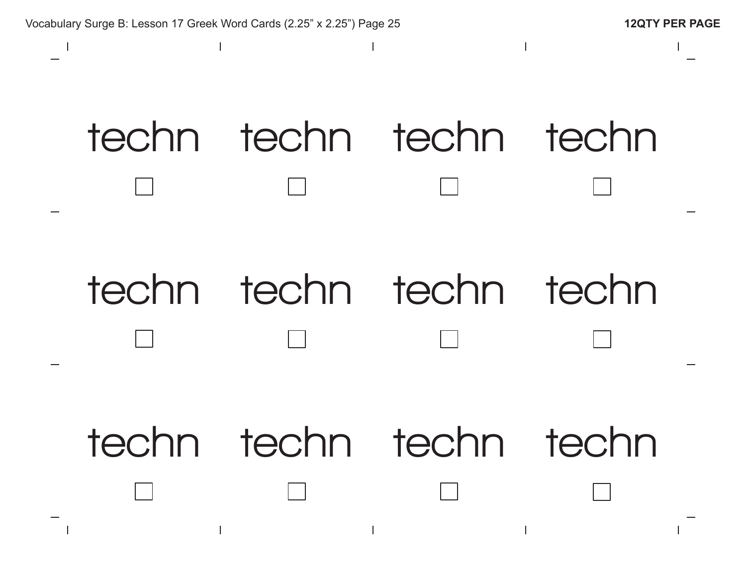Vocabulary Surge B: Lesson 17 Greek Word Cards (2.25" x 2.25") Page 25

**12QTY PER PAGE**

| | | | |
|---|---|---|---|
| techn ☐ | techn ☐ | techn ☐ | techn ☐ |
| techn ☐ | techn ☐ | techn ☐ | techn ☐ |
| techn ☐ | techn ☐ | techn ☐ | techn ☐ |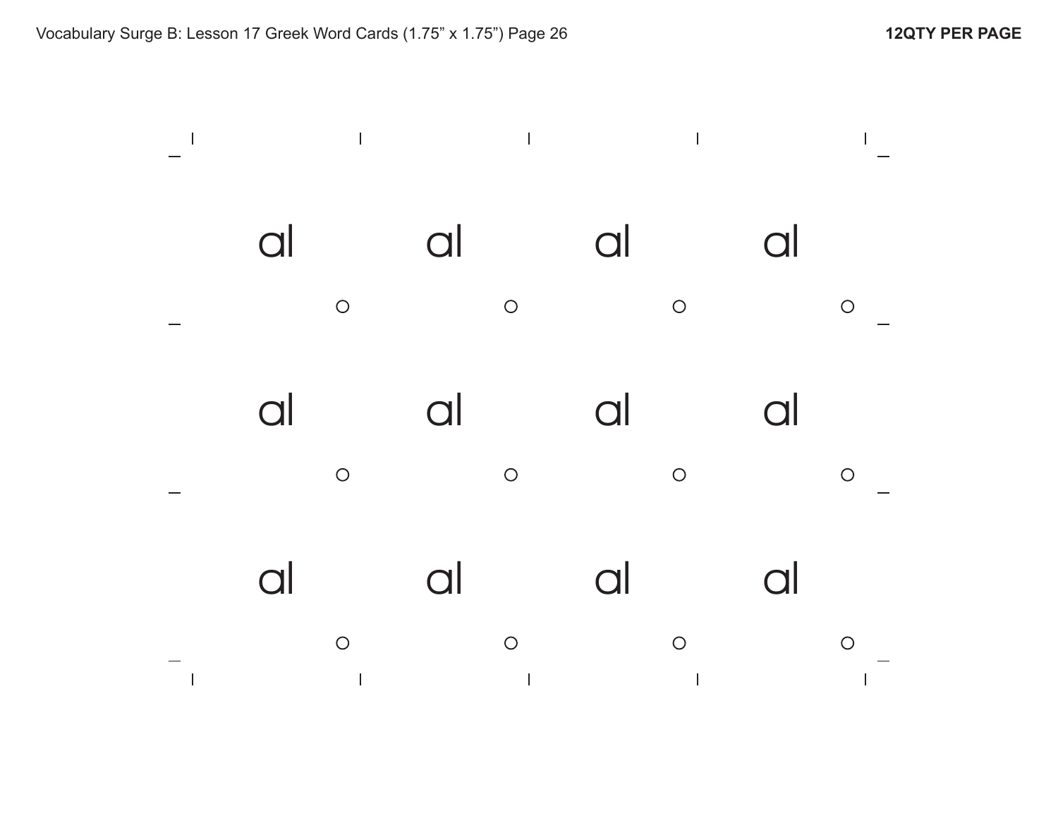Vocabulary Surge B: Lesson 17 Greek Word Cards (1.75" x 1.75") Page 26

**12QTY PER PAGE**

| | | | |
|---|---|---|---|
| al | al | al | al |
| al | al | al | al |
| al | al | al | al |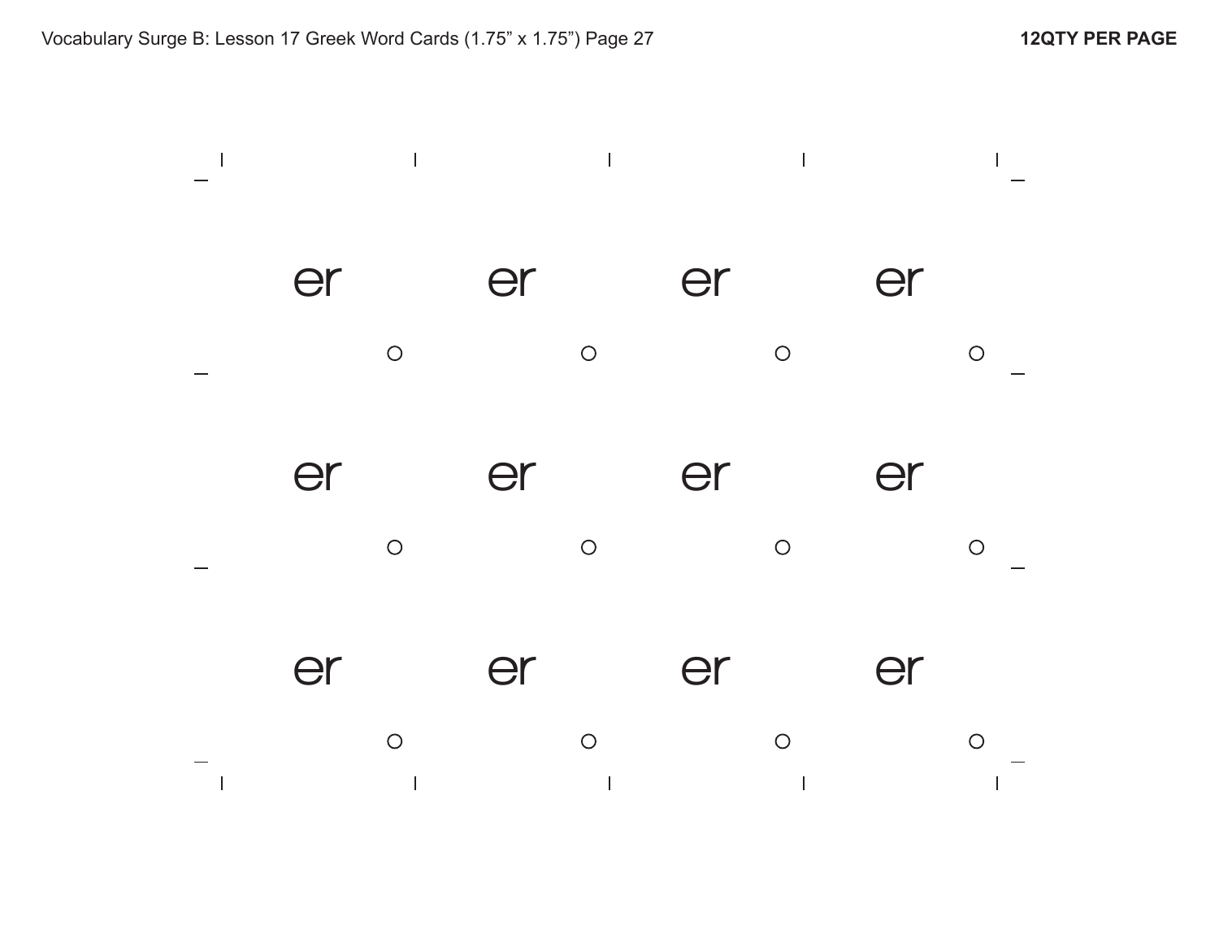Vocabulary Surge B: Lesson 17 Greek Word Cards (1.75” x 1.75”) Page 27

**12QTY PER PAGE**

| | | | |
|---|---|---|---|
| er | er | er | er |
| er | er | er | er |
| er | er | er | er |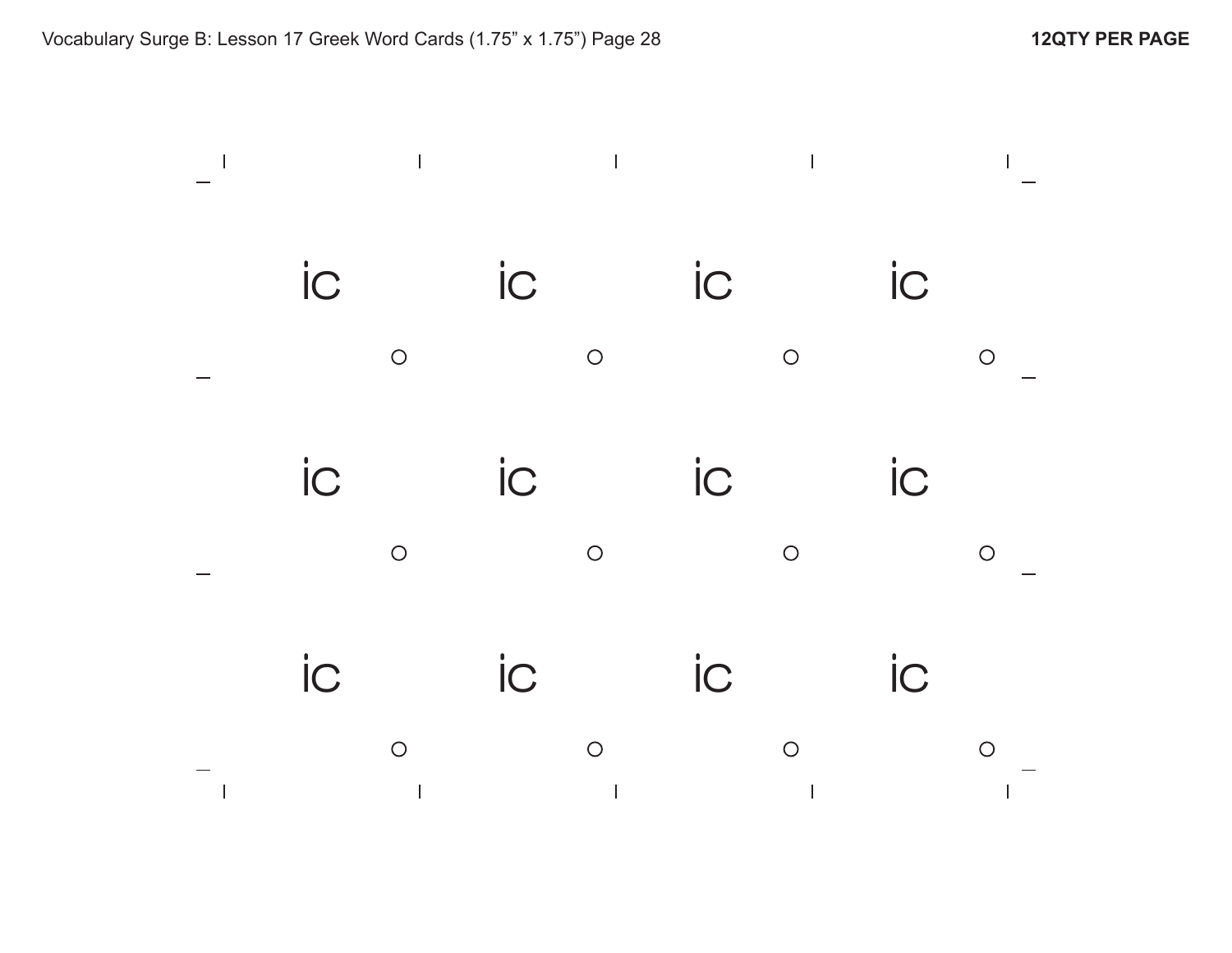Vocabulary Surge B: Lesson 17 Greek Word Cards (1.75" x 1.75") Page 28

**12QTY PER PAGE**

| | | | |
|---|---|---|---|
| ic | ic | ic | ic |
| ic | ic | ic | ic |
| ic | ic | ic | ic |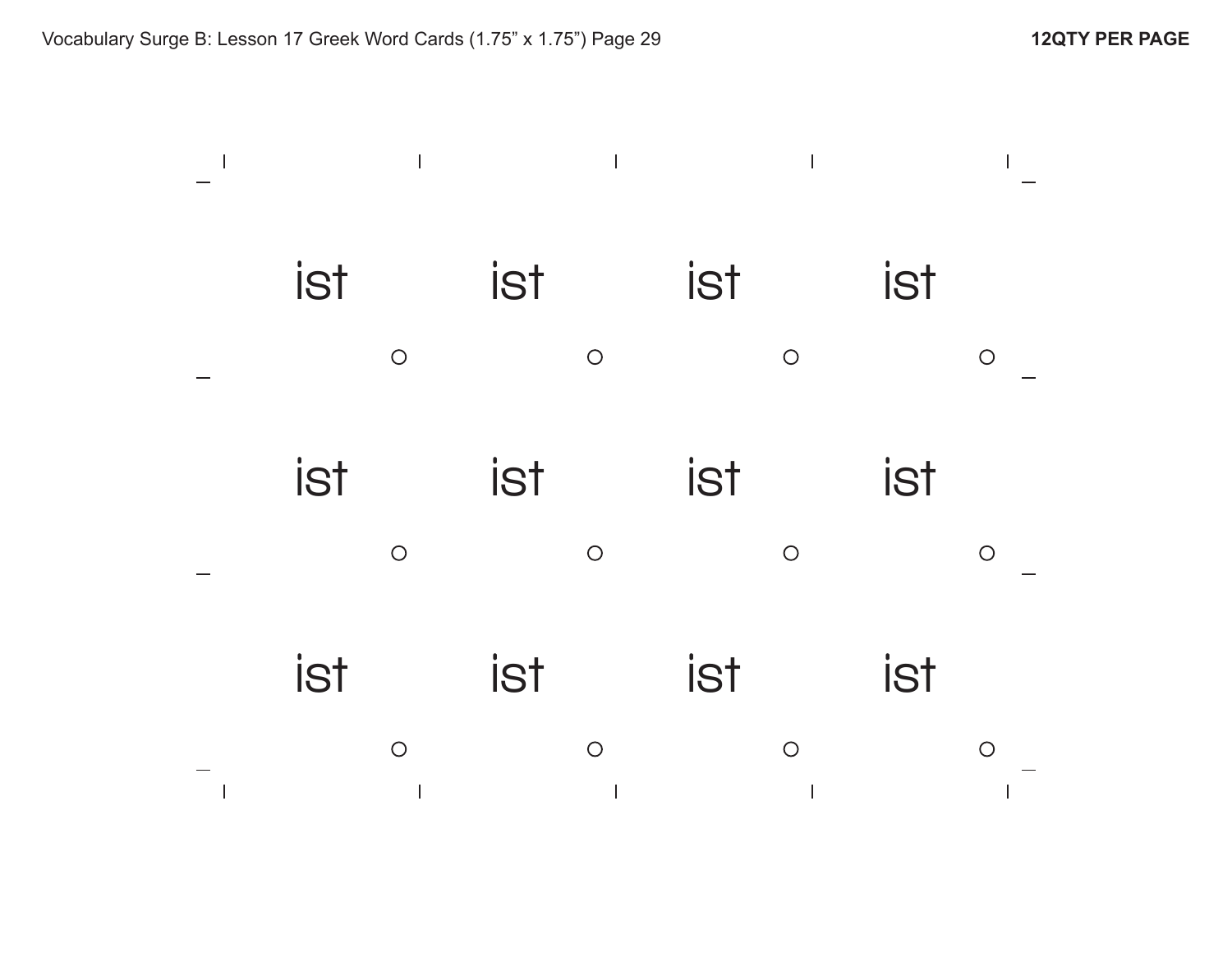ist ist ist ist

ist ist ist ist

ist ist ist ist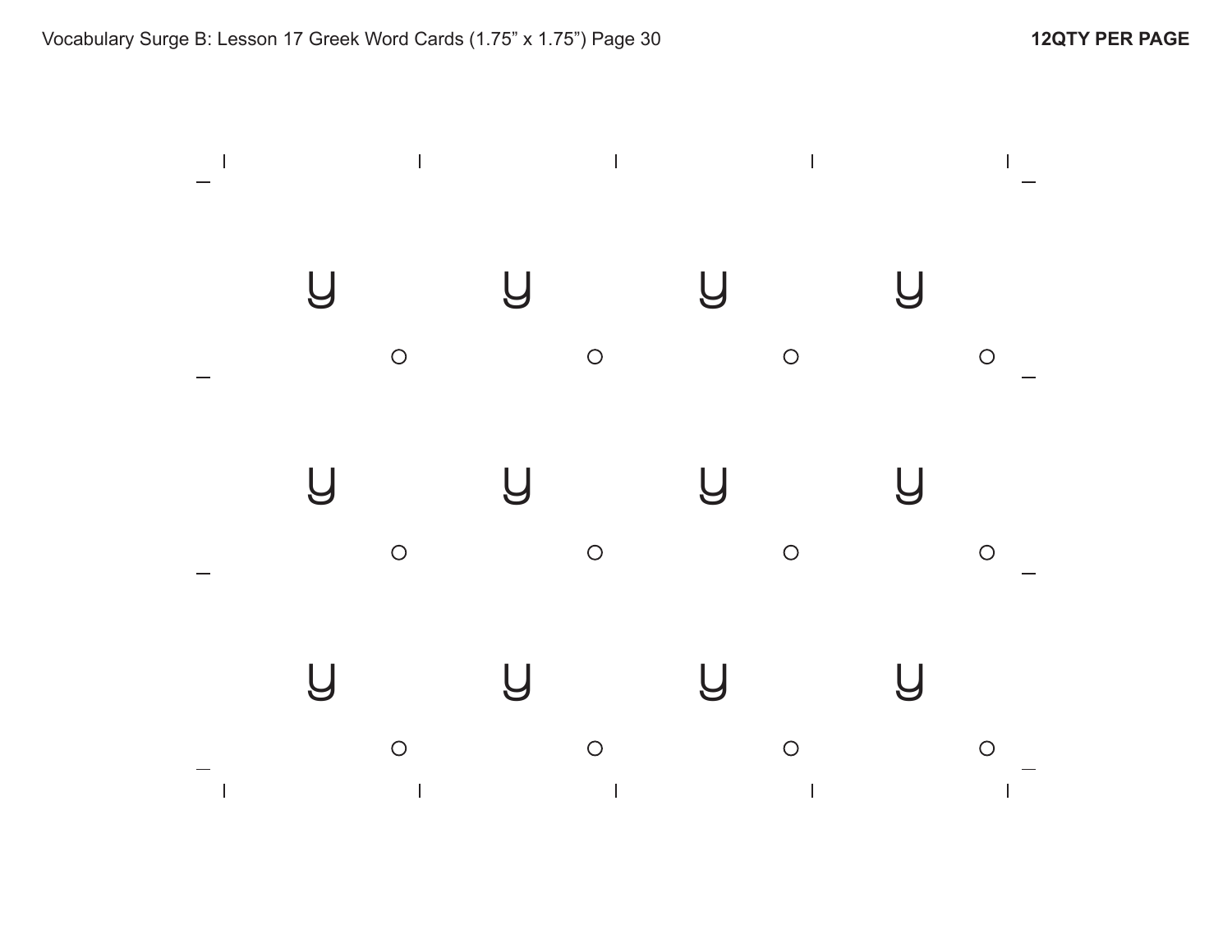Vocabulary Surge B: Lesson 17 Greek Word Cards (1.75” x 1.75”) Page 30

**12QTY PER PAGE**

| | | | |
|---|---|---|---|
| ပ ○ | ပ ○ | ပ ○ | ပ ○ |
| ပ ○ | ပ ○ | ပ ○ | ပ ○ |
| ပ ○ | ပ ○ | ပ ○ | ပ ○ |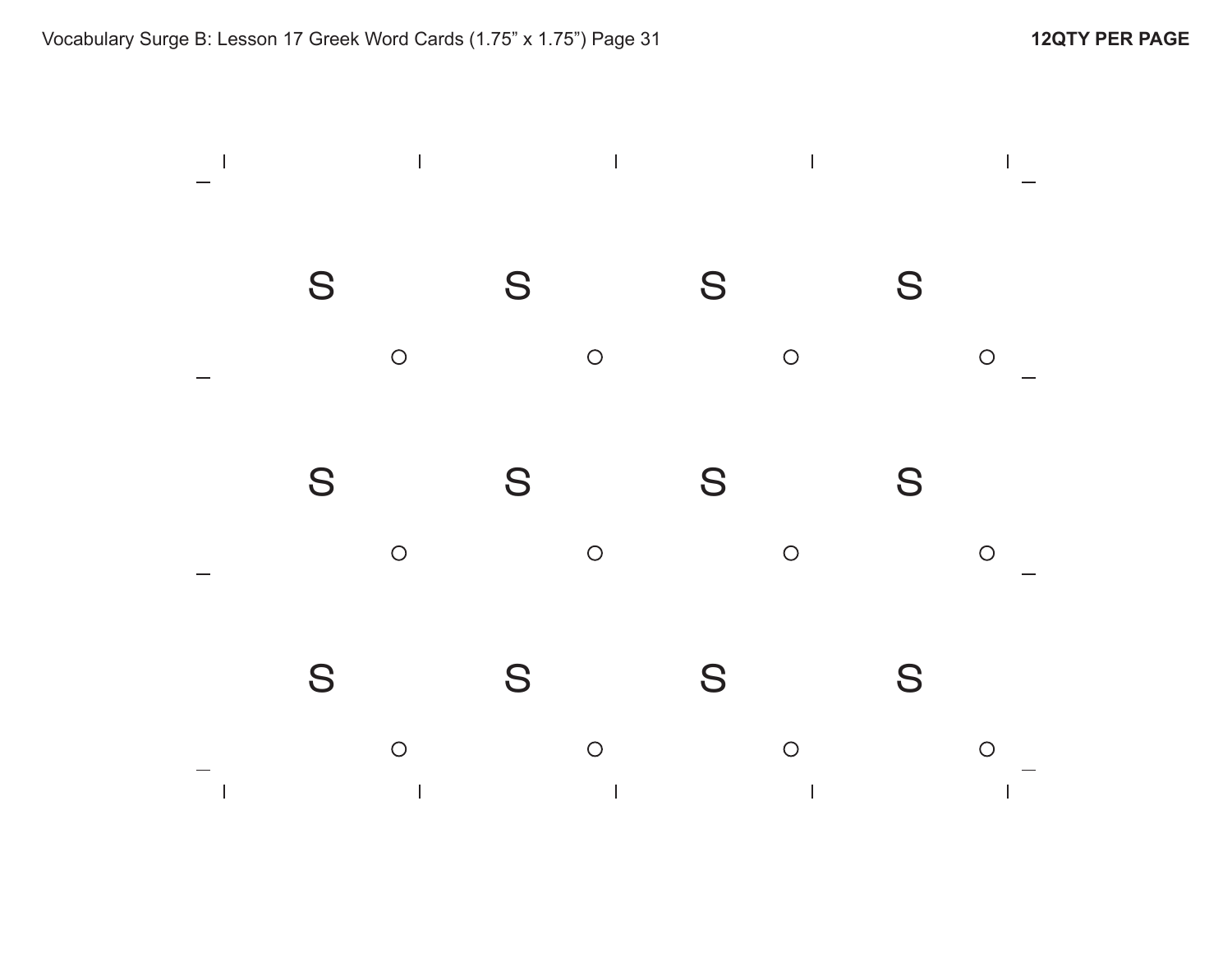Vocabulary Surge B: Lesson 17 Greek Word Cards (1.75” x 1.75”) Page 31

**12QTY PER PAGE**

| | | | |
|---|---|---|---|
| S ○ | S ○ | S ○ | S ○ |
| S ○ | S ○ | S ○ | S ○ |
| S ○ | S ○ | S ○ | S ○ |